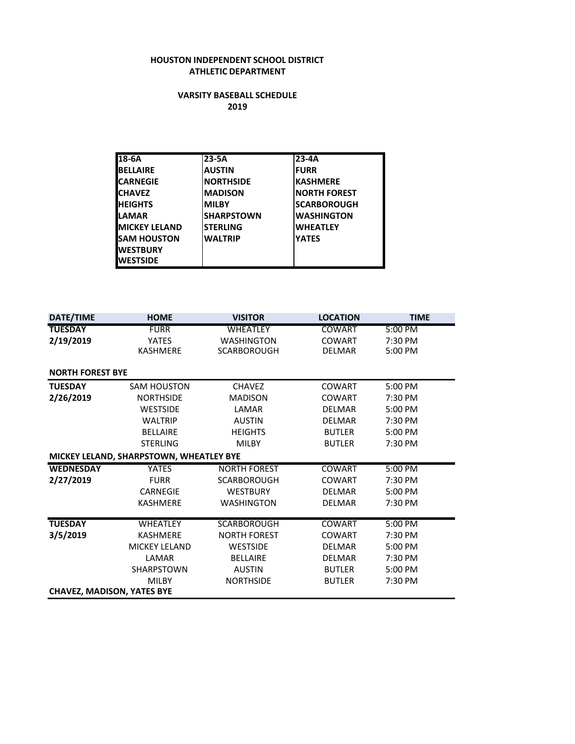# HOUSTON INDEPENDENT SCHOOL DISTRICT
## ATHLETIC DEPARTMENT

### VARSITY BASEBALL SCHEDULE
### 2019

| 18-6A | 23-5A | 23-4A |
|---|---|---|
| BELLAIRE | AUSTIN | FURR |
| CARNEGIE | NORTHSIDE | KASHMERE |
| CHAVEZ | MADISON | NORTH FOREST |
| HEIGHTS | MILBY | SCARBOROUGH |
| LAMAR | SHARPSTOWN | WASHINGTON |
| MICKEY LELAND | STERLING | WHEATLEY |
| SAM HOUSTON | WALTRIP | YATES |
| WESTBURY | | |
| WESTSIDE | | |

| DATE/TIME | HOME | VISITOR | LOCATION | TIME |
|---|---|---|---|---|
| **TUESDAY** | FURR | WHEATLEY | COWART | 5:00 PM |
| **2/19/2019** | YATES | WASHINGTON | COWART | 7:30 PM |
| | KASHMERE | SCARBOROUGH | DELMAR | 5:00 PM |
| **NORTH FOREST BYE** | | | | |
| **TUESDAY** | SAM HOUSTON | CHAVEZ | COWART | 5:00 PM |
| **2/26/2019** | NORTHSIDE | MADISON | COWART | 7:30 PM |
| | WESTSIDE | LAMAR | DELMAR | 5:00 PM |
| | WALTRIP | AUSTIN | DELMAR | 7:30 PM |
| | BELLAIRE | HEIGHTS | BUTLER | 5:00 PM |
| | STERLING | MILBY | BUTLER | 7:30 PM |
| **MICKEY LELAND, SHARPSTOWN, WHEATLEY BYE** | | | | |
| **WEDNESDAY** | YATES | NORTH FOREST | COWART | 5:00 PM |
| **2/27/2019** | FURR | SCARBOROUGH | COWART | 7:30 PM |
| | CARNEGIE | WESTBURY | DELMAR | 5:00 PM |
| | KASHMERE | WASHINGTON | DELMAR | 7:30 PM |
| **TUESDAY** | WHEATLEY | SCARBOROUGH | COWART | 5:00 PM |
| **3/5/2019** | KASHMERE | NORTH FOREST | COWART | 7:30 PM |
| | MICKEY LELAND | WESTSIDE | DELMAR | 5:00 PM |
| | LAMAR | BELLAIRE | DELMAR | 7:30 PM |
| | SHARPSTOWN | AUSTIN | BUTLER | 5:00 PM |
| | MILBY | NORTHSIDE | BUTLER | 7:30 PM |
| **CHAVEZ, MADISON, YATES BYE** | | | | |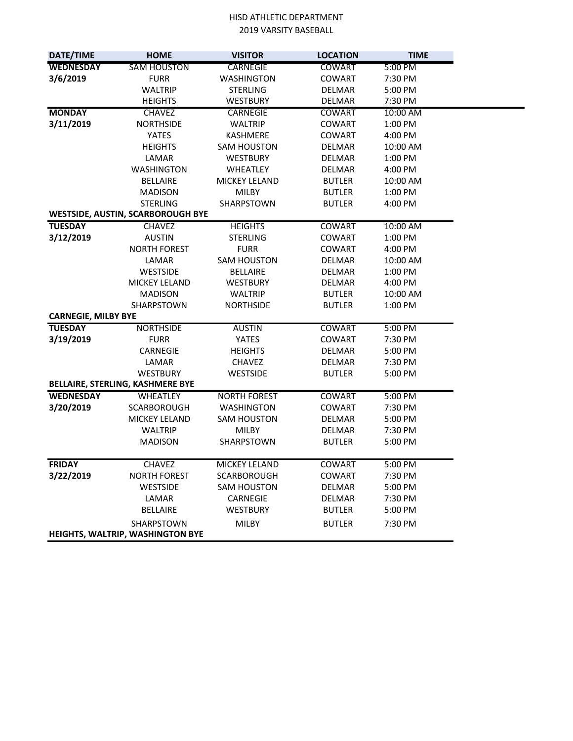HISD ATHLETIC DEPARTMENT

2019 VARSITY BASEBALL

| DATE/TIME | HOME | VISITOR | LOCATION | TIME |
|---|---|---|---|---|
| **WEDNESDAY** | SAM HOUSTON | CARNEGIE | COWART | 5:00 PM |
| **3/6/2019** | FURR | WASHINGTON | COWART | 7:30 PM |
| | WALTRIP | STERLING | DELMAR | 5:00 PM |
| | HEIGHTS | WESTBURY | DELMAR | 7:30 PM |
| **MONDAY** | CHAVEZ | CARNEGIE | COWART | 10:00 AM |
| **3/11/2019** | NORTHSIDE | WALTRIP | COWART | 1:00 PM |
| | YATES | KASHMERE | COWART | 4:00 PM |
| | HEIGHTS | SAM HOUSTON | DELMAR | 10:00 AM |
| | LAMAR | WESTBURY | DELMAR | 1:00 PM |
| | WASHINGTON | WHEATLEY | DELMAR | 4:00 PM |
| | BELLAIRE | MICKEY LELAND | BUTLER | 10:00 AM |
| | MADISON | MILBY | BUTLER | 1:00 PM |
| | STERLING | SHARPSTOWN | BUTLER | 4:00 PM |
| **WESTSIDE, AUSTIN, SCARBOROUGH BYE** | | | | |
| **TUESDAY** | CHAVEZ | HEIGHTS | COWART | 10:00 AM |
| **3/12/2019** | AUSTIN | STERLING | COWART | 1:00 PM |
| | NORTH FOREST | FURR | COWART | 4:00 PM |
| | LAMAR | SAM HOUSTON | DELMAR | 10:00 AM |
| | WESTSIDE | BELLAIRE | DELMAR | 1:00 PM |
| | MICKEY LELAND | WESTBURY | DELMAR | 4:00 PM |
| | MADISON | WALTRIP | BUTLER | 10:00 AM |
| | SHARPSTOWN | NORTHSIDE | BUTLER | 1:00 PM |
| **CARNEGIE, MILBY BYE** | | | | |
| **TUESDAY** | NORTHSIDE | AUSTIN | COWART | 5:00 PM |
| **3/19/2019** | FURR | YATES | COWART | 7:30 PM |
| | CARNEGIE | HEIGHTS | DELMAR | 5:00 PM |
| | LAMAR | CHAVEZ | DELMAR | 7:30 PM |
| | WESTBURY | WESTSIDE | BUTLER | 5:00 PM |
| **BELLAIRE, STERLING, KASHMERE BYE** | | | | |
| **WEDNESDAY** | WHEATLEY | NORTH FOREST | COWART | 5:00 PM |
| **3/20/2019** | SCARBOROUGH | WASHINGTON | COWART | 7:30 PM |
| | MICKEY LELAND | SAM HOUSTON | DELMAR | 5:00 PM |
| | WALTRIP | MILBY | DELMAR | 7:30 PM |
| | MADISON | SHARPSTOWN | BUTLER | 5:00 PM |
| **FRIDAY** | CHAVEZ | MICKEY LELAND | COWART | 5:00 PM |
| **3/22/2019** | NORTH FOREST | SCARBOROUGH | COWART | 7:30 PM |
| | WESTSIDE | SAM HOUSTON | DELMAR | 5:00 PM |
| | LAMAR | CARNEGIE | DELMAR | 7:30 PM |
| | BELLAIRE | WESTBURY | BUTLER | 5:00 PM |
| | SHARPSTOWN | MILBY | BUTLER | 7:30 PM |
| **HEIGHTS, WALTRIP, WASHINGTON BYE** | | | | |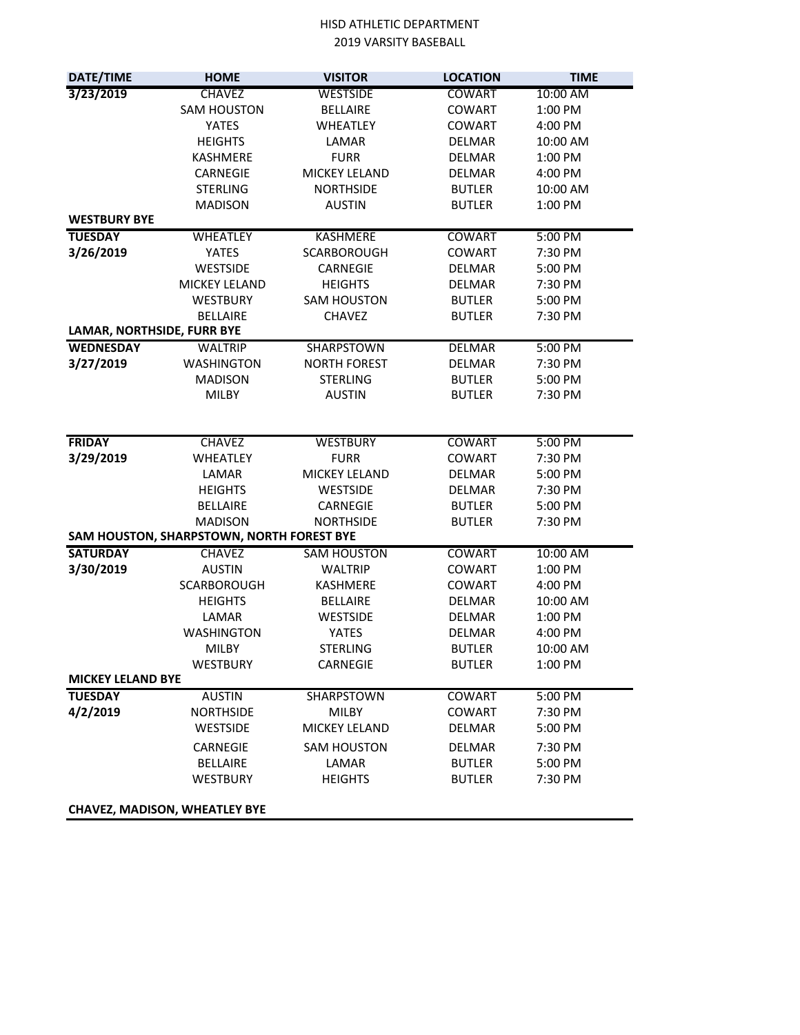HISD ATHLETIC DEPARTMENT

2019 VARSITY BASEBALL

| DATE/TIME | HOME | VISITOR | LOCATION | TIME |
|---|---|---|---|---|
| 3/23/2019 | CHAVEZ | WESTSIDE | COWART | 10:00 AM |
| | SAM HOUSTON | BELLAIRE | COWART | 1:00 PM |
| | YATES | WHEATLEY | COWART | 4:00 PM |
| | HEIGHTS | LAMAR | DELMAR | 10:00 AM |
| | KASHMERE | FURR | DELMAR | 1:00 PM |
| | CARNEGIE | MICKEY LELAND | DELMAR | 4:00 PM |
| | STERLING | NORTHSIDE | BUTLER | 10:00 AM |
| | MADISON | AUSTIN | BUTLER | 1:00 PM |
| **WESTBURY BYE** | | | | |
| **TUESDAY** | WHEATLEY | KASHMERE | COWART | 5:00 PM |
| **3/26/2019** | YATES | SCARBOROUGH | COWART | 7:30 PM |
| | WESTSIDE | CARNEGIE | DELMAR | 5:00 PM |
| | MICKEY LELAND | HEIGHTS | DELMAR | 7:30 PM |
| | WESTBURY | SAM HOUSTON | BUTLER | 5:00 PM |
| | BELLAIRE | CHAVEZ | BUTLER | 7:30 PM |
| **LAMAR, NORTHSIDE, FURR BYE** | | | | |
| **WEDNESDAY** | WALTRIP | SHARPSTOWN | DELMAR | 5:00 PM |
| **3/27/2019** | WASHINGTON | NORTH FOREST | DELMAR | 7:30 PM |
| | MADISON | STERLING | BUTLER | 5:00 PM |
| | MILBY | AUSTIN | BUTLER | 7:30 PM |
| **FRIDAY** | CHAVEZ | WESTBURY | COWART | 5:00 PM |
| **3/29/2019** | WHEATLEY | FURR | COWART | 7:30 PM |
| | LAMAR | MICKEY LELAND | DELMAR | 5:00 PM |
| | HEIGHTS | WESTSIDE | DELMAR | 7:30 PM |
| | BELLAIRE | CARNEGIE | BUTLER | 5:00 PM |
| | MADISON | NORTHSIDE | BUTLER | 7:30 PM |
| **SAM HOUSTON, SHARPSTOWN, NORTH FOREST BYE** | | | | |
| **SATURDAY** | CHAVEZ | SAM HOUSTON | COWART | 10:00 AM |
| **3/30/2019** | AUSTIN | WALTRIP | COWART | 1:00 PM |
| | SCARBOROUGH | KASHMERE | COWART | 4:00 PM |
| | HEIGHTS | BELLAIRE | DELMAR | 10:00 AM |
| | LAMAR | WESTSIDE | DELMAR | 1:00 PM |
| | WASHINGTON | YATES | DELMAR | 4:00 PM |
| | MILBY | STERLING | BUTLER | 10:00 AM |
| | WESTBURY | CARNEGIE | BUTLER | 1:00 PM |
| **MICKEY LELAND BYE** | | | | |
| **TUESDAY** | AUSTIN | SHARPSTOWN | COWART | 5:00 PM |
| **4/2/2019** | NORTHSIDE | MILBY | COWART | 7:30 PM |
| | WESTSIDE | MICKEY LELAND | DELMAR | 5:00 PM |
| | CARNEGIE | SAM HOUSTON | DELMAR | 7:30 PM |
| | BELLAIRE | LAMAR | BUTLER | 5:00 PM |
| | WESTBURY | HEIGHTS | BUTLER | 7:30 PM |
| **CHAVEZ, MADISON, WHEATLEY BYE** | | | | |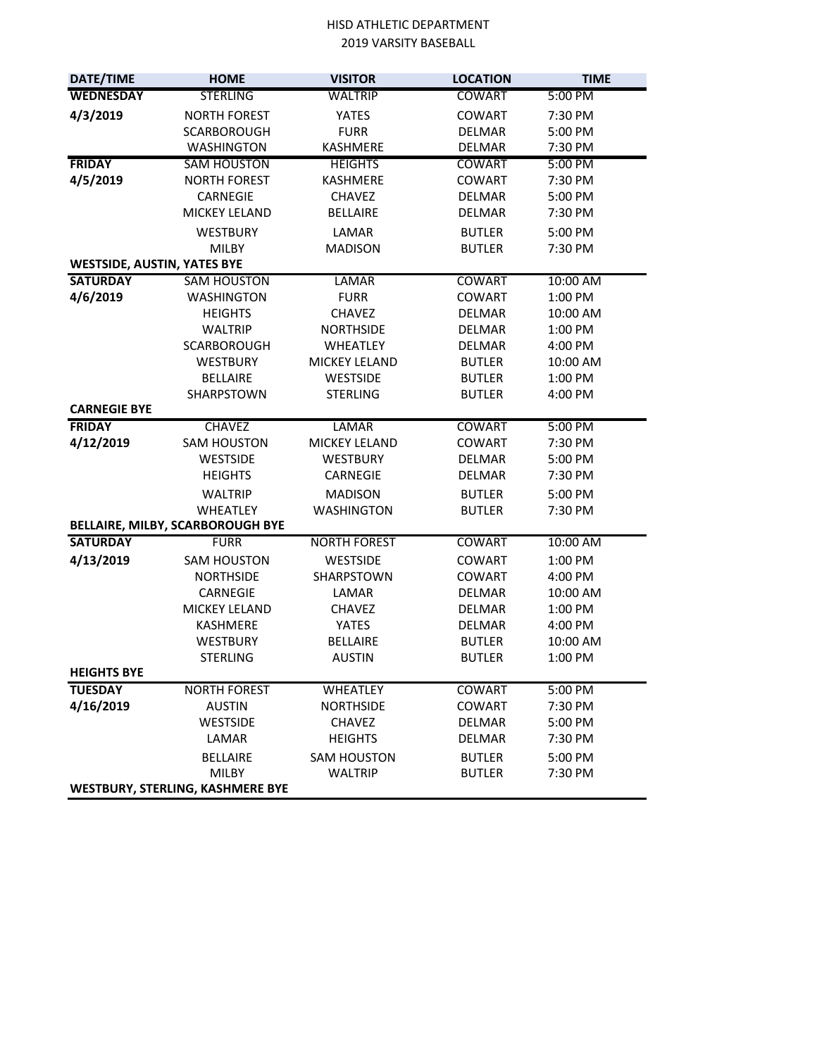HISD ATHLETIC DEPARTMENT

2019 VARSITY BASEBALL

| DATE/TIME | HOME | VISITOR | LOCATION | TIME |
|---|---|---|---|---|
| **WEDNESDAY** | STERLING | WALTRIP | COWART | 5:00 PM |
| **4/3/2019** | NORTH FOREST | YATES | COWART | 7:30 PM |
| | SCARBOROUGH | FURR | DELMAR | 5:00 PM |
| | WASHINGTON | KASHMERE | DELMAR | 7:30 PM |
| **FRIDAY** | SAM HOUSTON | HEIGHTS | COWART | 5:00 PM |
| **4/5/2019** | NORTH FOREST | KASHMERE | COWART | 7:30 PM |
| | CARNEGIE | CHAVEZ | DELMAR | 5:00 PM |
| | MICKEY LELAND | BELLAIRE | DELMAR | 7:30 PM |
| | WESTBURY | LAMAR | BUTLER | 5:00 PM |
| | MILBY | MADISON | BUTLER | 7:30 PM |
| **WESTSIDE, AUSTIN, YATES BYE** | | | | |
| **SATURDAY** | SAM HOUSTON | LAMAR | COWART | 10:00 AM |
| **4/6/2019** | WASHINGTON | FURR | COWART | 1:00 PM |
| | HEIGHTS | CHAVEZ | DELMAR | 10:00 AM |
| | WALTRIP | NORTHSIDE | DELMAR | 1:00 PM |
| | SCARBOROUGH | WHEATLEY | DELMAR | 4:00 PM |
| | WESTBURY | MICKEY LELAND | BUTLER | 10:00 AM |
| | BELLAIRE | WESTSIDE | BUTLER | 1:00 PM |
| | SHARPSTOWN | STERLING | BUTLER | 4:00 PM |
| **CARNEGIE BYE** | | | | |
| **FRIDAY** | CHAVEZ | LAMAR | COWART | 5:00 PM |
| **4/12/2019** | SAM HOUSTON | MICKEY LELAND | COWART | 7:30 PM |
| | WESTSIDE | WESTBURY | DELMAR | 5:00 PM |
| | HEIGHTS | CARNEGIE | DELMAR | 7:30 PM |
| | WALTRIP | MADISON | BUTLER | 5:00 PM |
| | WHEATLEY | WASHINGTON | BUTLER | 7:30 PM |
| **BELLAIRE, MILBY, SCARBOROUGH BYE** | | | | |
| **SATURDAY** | FURR | NORTH FOREST | COWART | 10:00 AM |
| **4/13/2019** | SAM HOUSTON | WESTSIDE | COWART | 1:00 PM |
| | NORTHSIDE | SHARPSTOWN | COWART | 4:00 PM |
| | CARNEGIE | LAMAR | DELMAR | 10:00 AM |
| | MICKEY LELAND | CHAVEZ | DELMAR | 1:00 PM |
| | KASHMERE | YATES | DELMAR | 4:00 PM |
| | WESTBURY | BELLAIRE | BUTLER | 10:00 AM |
| | STERLING | AUSTIN | BUTLER | 1:00 PM |
| **HEIGHTS BYE** | | | | |
| **TUESDAY** | NORTH FOREST | WHEATLEY | COWART | 5:00 PM |
| **4/16/2019** | AUSTIN | NORTHSIDE | COWART | 7:30 PM |
| | WESTSIDE | CHAVEZ | DELMAR | 5:00 PM |
| | LAMAR | HEIGHTS | DELMAR | 7:30 PM |
| | BELLAIRE | SAM HOUSTON | BUTLER | 5:00 PM |
| | MILBY | WALTRIP | BUTLER | 7:30 PM |
| **WESTBURY, STERLING, KASHMERE BYE** | | | | |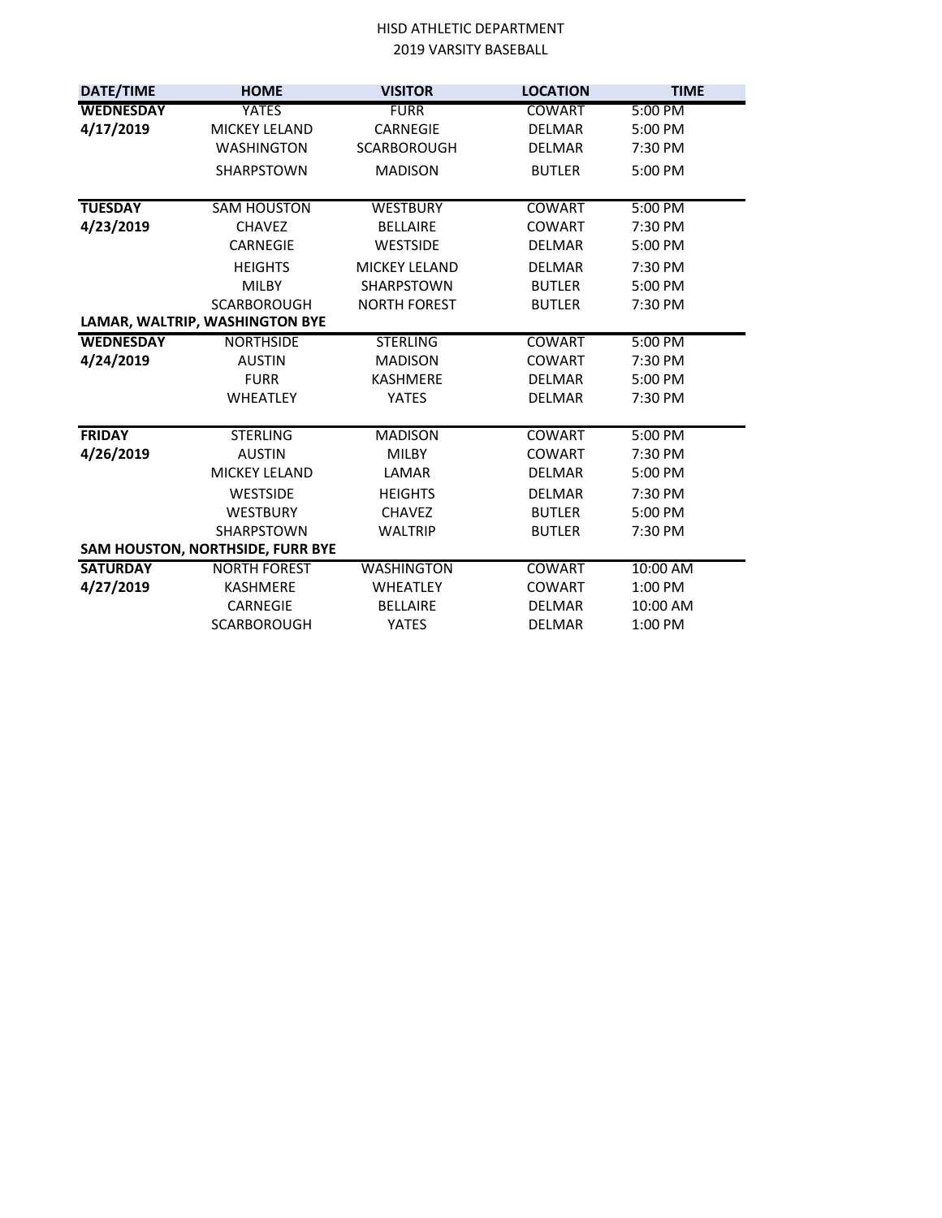HISD ATHLETIC DEPARTMENT

2019 VARSITY BASEBALL

| DATE/TIME | HOME | VISITOR | LOCATION | TIME |
|---|---|---|---|---|
| **WEDNESDAY** | YATES | FURR | COWART | 5:00 PM |
| **4/17/2019** | MICKEY LELAND | CARNEGIE | DELMAR | 5:00 PM |
| | WASHINGTON | SCARBOROUGH | DELMAR | 7:30 PM |
| | SHARPSTOWN | MADISON | BUTLER | 5:00 PM |
| **TUESDAY** | SAM HOUSTON | WESTBURY | COWART | 5:00 PM |
| **4/23/2019** | CHAVEZ | BELLAIRE | COWART | 7:30 PM |
| | CARNEGIE | WESTSIDE | DELMAR | 5:00 PM |
| | HEIGHTS | MICKEY LELAND | DELMAR | 7:30 PM |
| | MILBY | SHARPSTOWN | BUTLER | 5:00 PM |
| | SCARBOROUGH | NORTH FOREST | BUTLER | 7:30 PM |
| **LAMAR, WALTRIP, WASHINGTON BYE** | | | | |
| **WEDNESDAY** | NORTHSIDE | STERLING | COWART | 5:00 PM |
| **4/24/2019** | AUSTIN | MADISON | COWART | 7:30 PM |
| | FURR | KASHMERE | DELMAR | 5:00 PM |
| | WHEATLEY | YATES | DELMAR | 7:30 PM |
| **FRIDAY** | STERLING | MADISON | COWART | 5:00 PM |
| **4/26/2019** | AUSTIN | MILBY | COWART | 7:30 PM |
| | MICKEY LELAND | LAMAR | DELMAR | 5:00 PM |
| | WESTSIDE | HEIGHTS | DELMAR | 7:30 PM |
| | WESTBURY | CHAVEZ | BUTLER | 5:00 PM |
| | SHARPSTOWN | WALTRIP | BUTLER | 7:30 PM |
| **SAM HOUSTON, NORTHSIDE, FURR BYE** | | | | |
| **SATURDAY** | NORTH FOREST | WASHINGTON | COWART | 10:00 AM |
| **4/27/2019** | KASHMERE | WHEATLEY | COWART | 1:00 PM |
| | CARNEGIE | BELLAIRE | DELMAR | 10:00 AM |
| | SCARBOROUGH | YATES | DELMAR | 1:00 PM |